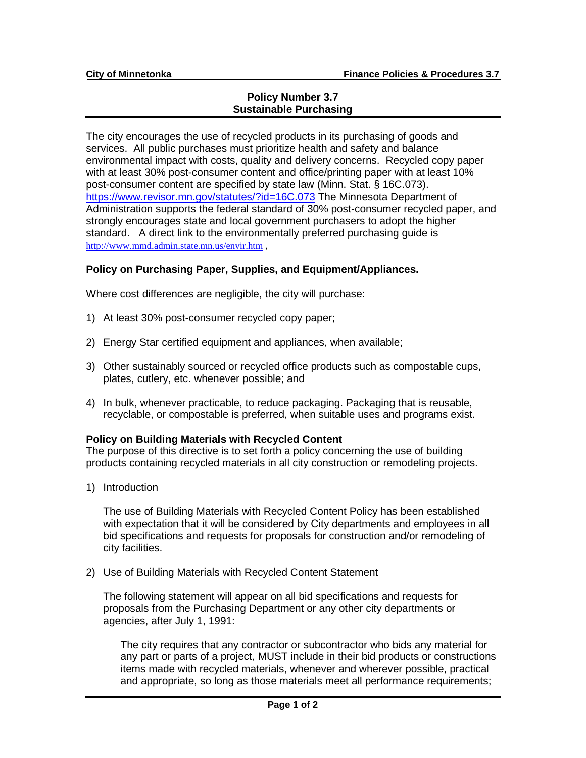# Policy Number 3.7
# Sustainable Purchasing

The city encourages the use of recycled products in its purchasing of goods and services. All public purchases must prioritize health and safety and balance environmental impact with costs, quality and delivery concerns. Recycled copy paper with at least 30% post-consumer content and office/printing paper with at least 10% post-consumer content are specified by state law (Minn. Stat. § 16C.073). https://www.revisor.mn.gov/statutes/?id=16C.073 The Minnesota Department of Administration supports the federal standard of 30% post-consumer recycled paper, and strongly encourages state and local government purchasers to adopt the higher standard. A direct link to the environmentally preferred purchasing guide is http://www.mmd.admin.state.mn.us/envir.htm ,

### Policy on Purchasing Paper, Supplies, and Equipment/Appliances.

Where cost differences are negligible, the city will purchase:

1) At least 30% post-consumer recycled copy paper;

2) Energy Star certified equipment and appliances, when available;

3) Other sustainably sourced or recycled office products such as compostable cups, plates, cutlery, etc. whenever possible; and

4) In bulk, whenever practicable, to reduce packaging. Packaging that is reusable, recyclable, or compostable is preferred, when suitable uses and programs exist.

### Policy on Building Materials with Recycled Content

The purpose of this directive is to set forth a policy concerning the use of building products containing recycled materials in all city construction or remodeling projects.

1) Introduction

   The use of Building Materials with Recycled Content Policy has been established with expectation that it will be considered by City departments and employees in all bid specifications and requests for proposals for construction and/or remodeling of city facilities.

2) Use of Building Materials with Recycled Content Statement

   The following statement will appear on all bid specifications and requests for proposals from the Purchasing Department or any other city departments or agencies, after July 1, 1991:

   > The city requires that any contractor or subcontractor who bids any material for any part or parts of a project, MUST include in their bid products or constructions items made with recycled materials, whenever and wherever possible, practical and appropriate, so long as those materials meet all performance requirements;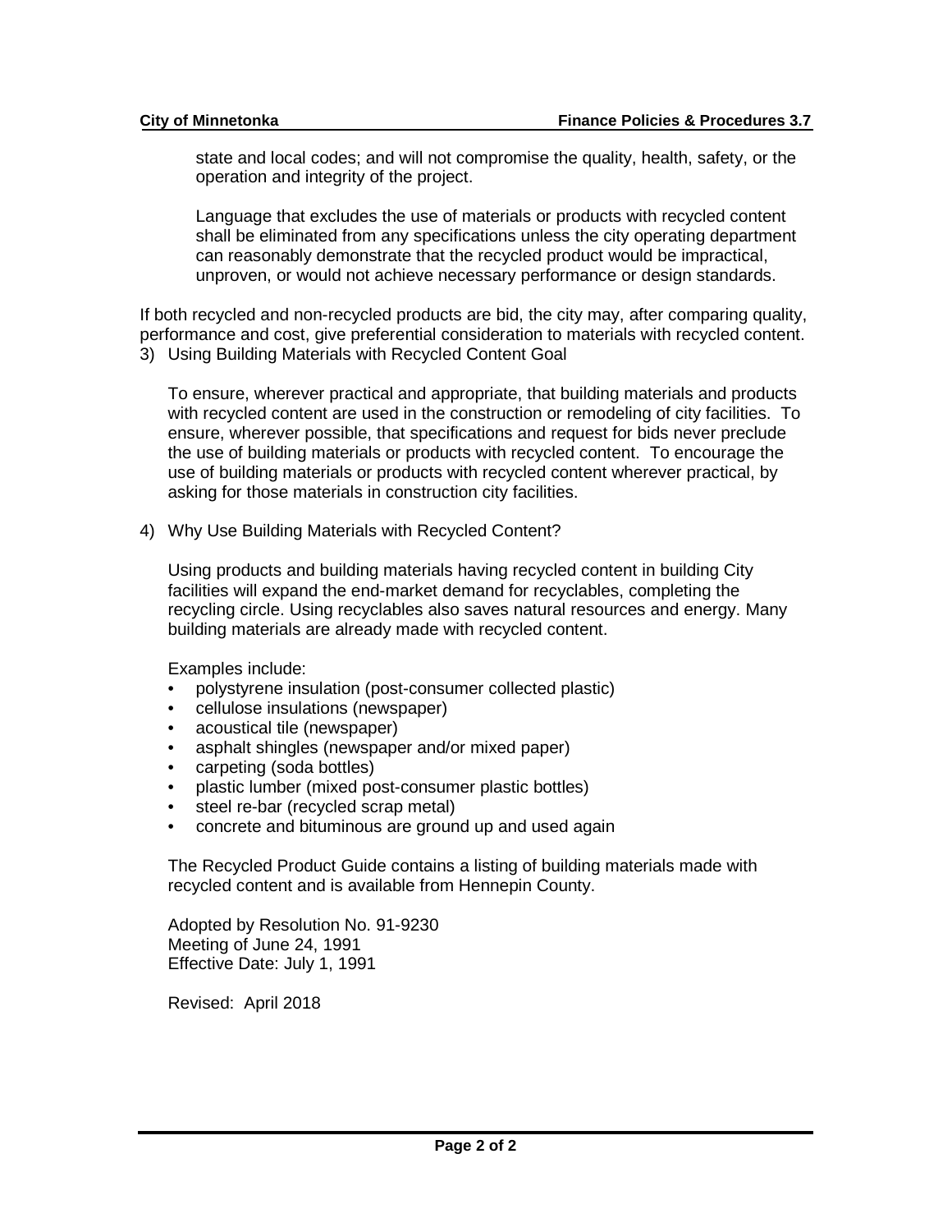state and local codes; and will not compromise the quality, health, safety, or the operation and integrity of the project.

Language that excludes the use of materials or products with recycled content shall be eliminated from any specifications unless the city operating department can reasonably demonstrate that the recycled product would be impractical, unproven, or would not achieve necessary performance or design standards.

If both recycled and non-recycled products are bid, the city may, after comparing quality, performance and cost, give preferential consideration to materials with recycled content.

3) Using Building Materials with Recycled Content Goal

   To ensure, wherever practical and appropriate, that building materials and products with recycled content are used in the construction or remodeling of city facilities. To ensure, wherever possible, that specifications and request for bids never preclude the use of building materials or products with recycled content. To encourage the use of building materials or products with recycled content wherever practical, by asking for those materials in construction city facilities.

4) Why Use Building Materials with Recycled Content?

   Using products and building materials having recycled content in building City facilities will expand the end-market demand for recyclables, completing the recycling circle. Using recyclables also saves natural resources and energy. Many building materials are already made with recycled content.

   Examples include:

   - polystyrene insulation (post-consumer collected plastic)
   - cellulose insulations (newspaper)
   - acoustical tile (newspaper)
   - asphalt shingles (newspaper and/or mixed paper)
   - carpeting (soda bottles)
   - plastic lumber (mixed post-consumer plastic bottles)
   - steel re-bar (recycled scrap metal)
   - concrete and bituminous are ground up and used again

   The Recycled Product Guide contains a listing of building materials made with recycled content and is available from Hennepin County.

   Adopted by Resolution No. 91-9230
   Meeting of June 24, 1991
   Effective Date: July 1, 1991

   Revised: April 2018